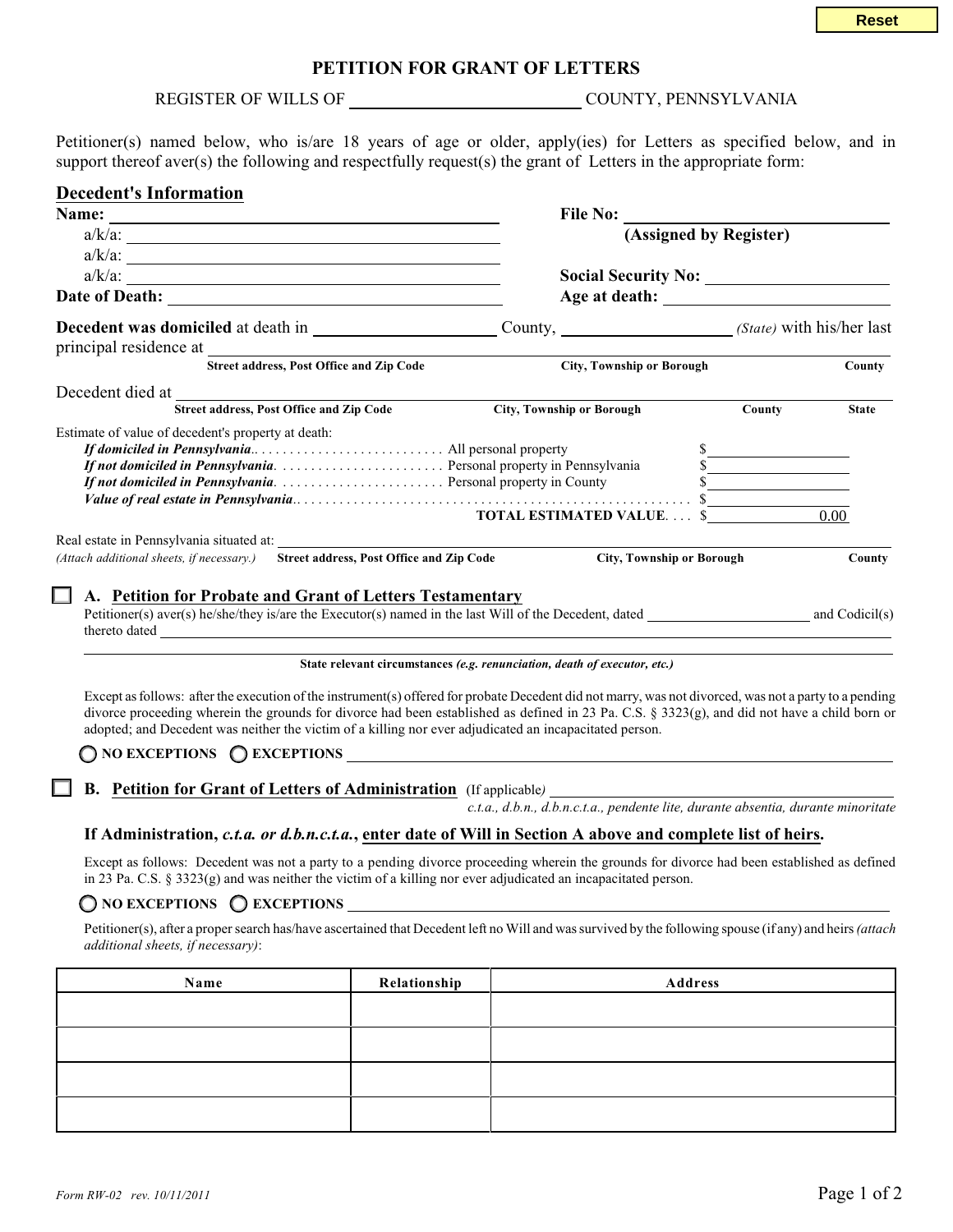Reset

# PETITION FOR GRANT OF LETTERS

REGISTER OF WILLS OF ______________________ COUNTY, PENNSYLVANIA

Petitioner(s) named below, who is/are 18 years of age or older, apply(ies) for Letters as specified below, and in support thereof aver(s) the following and respectfully request(s) the grant of Letters in the appropriate form:

## Decedent's Information

**Name:** ______________________ **File No:** ______________________ **(Assigned by Register)**

a/k/a: ______________________

a/k/a: ______________________

a/k/a: ______________________ **Social Security No:** ______________________

**Date of Death:** ______________________ **Age at death:** ______________________

**Decedent was domiciled** at death in ______________ County, ______________ *(State)* with his/her last principal residence at ______________________

**Street address, Post Office and Zip Code** | **City, Township or Borough** | **County**

Decedent died at ______________________

**Street address, Post Office and Zip Code** | **City, Township or Borough** | **County** | **State**

Estimate of value of decedent's property at death:

- ***If domiciled in Pennsylvania***.......................... All personal property $______________
- ***If not domiciled in Pennsylvania***...................... Personal property in Pennsylvania $______________
- ***If not domiciled in Pennsylvania***...................... Personal property in County $______________
- ***Value of real estate in Pennsylvania***........................................ $______________

**TOTAL ESTIMATED VALUE**.... $ 0.00

Real estate in Pennsylvania situated at: ______________________

*(Attach additional sheets, if necessary.)* **Street address, Post Office and Zip Code** | **City, Township or Borough** | **County**

☐ **A. Petition for Probate and Grant of Letters Testamentary**

Petitioner(s) aver(s) he/she/they is/are the Executor(s) named in the last Will of the Decedent, dated ______________ and Codicil(s) thereto dated ______________________

**State relevant circumstances** ***(e.g. renunciation, death of executor, etc.)***

Except as follows: after the execution of the instrument(s) offered for probate Decedent did not marry, was not divorced, was not a party to a pending divorce proceeding wherein the grounds for divorce had been established as defined in 23 Pa. C.S. § 3323(g), and did not have a child born or adopted; and Decedent was neither the victim of a killing nor ever adjudicated an incapacitated person.

○ **NO EXCEPTIONS** ○ **EXCEPTIONS** ______________________

☐ **B. Petition for Grant of Letters of Administration** (If applicable*)* ______________________

*c.t.a., d.b.n., d.b.n.c.t.a., pendente lite, durante absentia, durante minoritate*

### If Administration, *c.t.a. or d.b.n.c.t.a.*, enter date of Will in Section A above and complete list of heirs.

Except as follows: Decedent was not a party to a pending divorce proceeding wherein the grounds for divorce had been established as defined in 23 Pa. C.S. § 3323(g) and was neither the victim of a killing nor ever adjudicated an incapacitated person.

○ **NO EXCEPTIONS** ○ **EXCEPTIONS** ______________________

Petitioner(s), after a proper search has/have ascertained that Decedent left no Will and was survived by the following spouse (if any) and heirs *(attach additional sheets, if necessary)*:

| Name | Relationship | Address |
|---|---|---|
| | | |
| | | |
| | | |
| | | |

Form RW-02 rev. 10/11/2011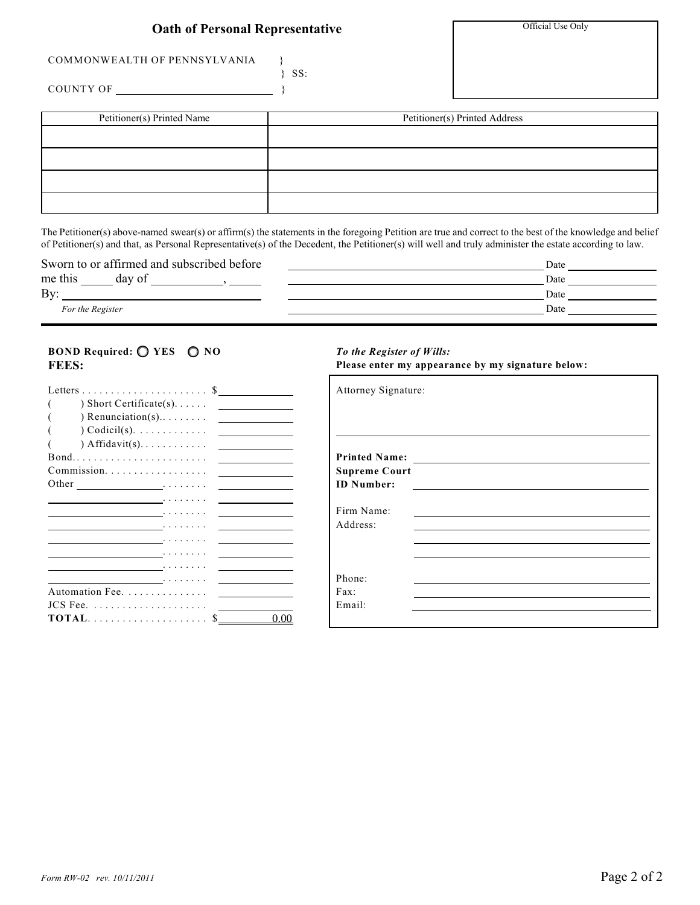# Oath of Personal Representative

Official Use Only

COMMONWEALTH OF PENNSYLVANIA }
} SS:
COUNTY OF ______________________ }

| Petitioner(s) Printed Name | Petitioner(s) Printed Address |
|---|---|
| | |
| | |
| | |
| | |

The Petitioner(s) above-named swear(s) or affirm(s) the statements in the foregoing Petition are true and correct to the best of the knowledge and belief of Petitioner(s) and that, as Personal Representative(s) of the Decedent, the Petitioner(s) will well and truly administer the estate according to law.

Sworn to or affirmed and subscribed before me this _____ day of ___________, _____

By: ______________________________

*For the Register*

______________________________ Date ____________

______________________________ Date ____________

______________________________ Date ____________

______________________________ Date ____________

---

**BOND Required:** ◯ **YES** ◯ **NO**

**FEES:**

Letters . . . . . . . . . . . . . . . . . . . . . $__________

(     ) Short Certificate(s). . . . . . __________

(     ) Renunciation(s).. . . . . . . . __________

(     ) Codicil(s). . . . . . . . . . . . . __________

(     ) Affidavit(s). . . . . . . . . . . . __________

Bond. . . . . . . . . . . . . . . . . . . . . . . __________

Commission. . . . . . . . . . . . . . . . . __________

Other ______________ . . . . . . . . __________

______________ . . . . . . . . __________

______________ . . . . . . . . __________

______________ . . . . . . . . __________

______________ . . . . . . . . __________

______________ . . . . . . . . __________

______________ . . . . . . . . __________

Automation Fee. . . . . . . . . . . . . . __________

JCS Fee. . . . . . . . . . . . . . . . . . . . __________

**TOTAL**. . . . . . . . . . . . . . . . . . . . $ 0.00

*To the Register of Wills:*

**Please enter my appearance by my signature below:**

Attorney Signature: ______________________________

**Printed Name:** ______________________________

**Supreme Court ID Number:** ______________________________

Firm Name: ______________________________

Address: ______________________________

______________________________

______________________________

Phone: ______________________________

Fax: ______________________________

Email: ______________________________

Form RW-02 rev. 10/11/2011